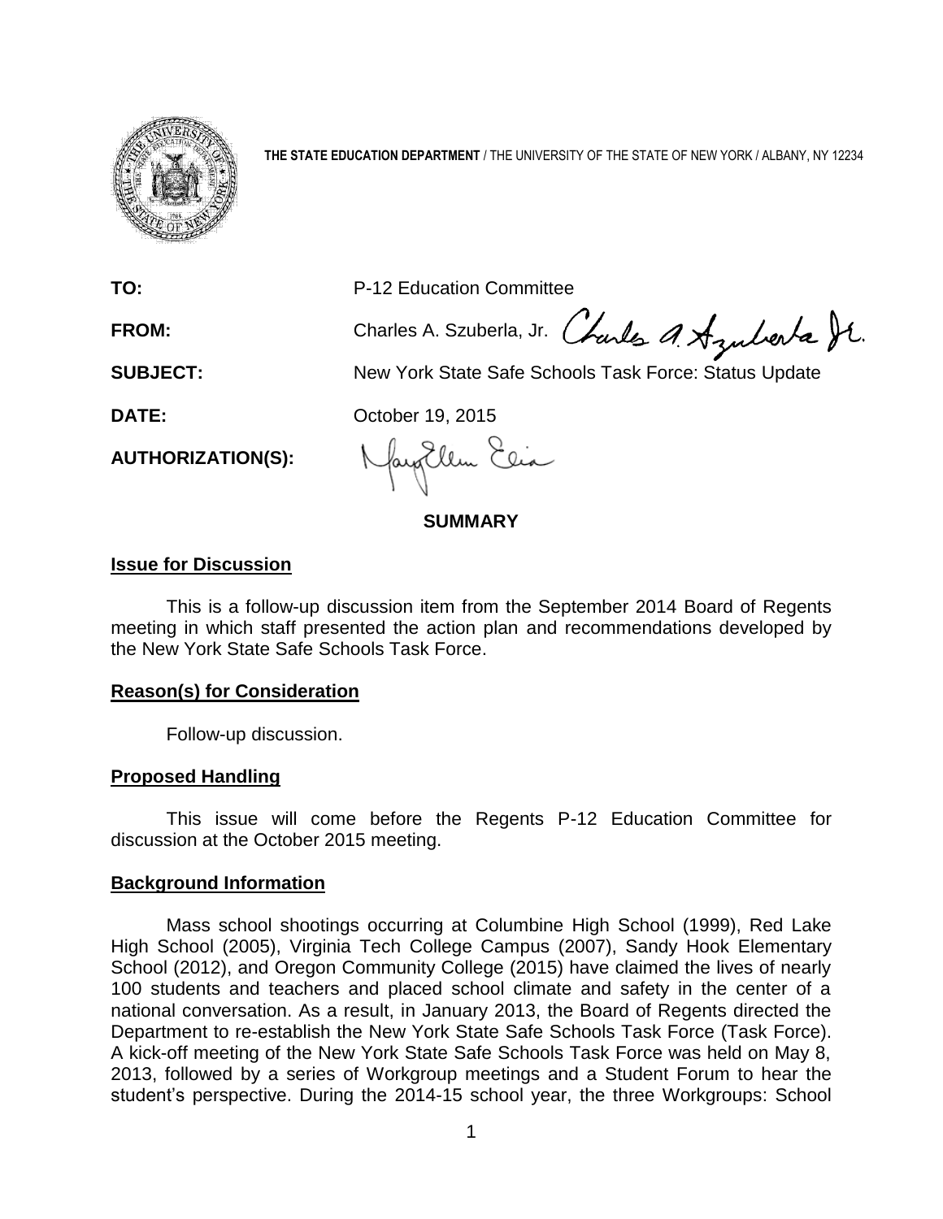**THE STATE EDUCATION DEPARTMENT** / THE UNIVERSITY OF THE STATE OF NEW YORK / ALBANY, NY 12234

| | |
|---|---|
| **TO:** | P-12 Education Committee |
| **FROM:** | Charles A. Szuberla, Jr. |
| **SUBJECT:** | New York State Safe Schools Task Force: Status Update |
| **DATE:** | October 19, 2015 |
| **AUTHORIZATION(S):** | |

## SUMMARY

### Issue for Discussion

This is a follow-up discussion item from the September 2014 Board of Regents meeting in which staff presented the action plan and recommendations developed by the New York State Safe Schools Task Force.

### Reason(s) for Consideration

Follow-up discussion.

### Proposed Handling

This issue will come before the Regents P-12 Education Committee for discussion at the October 2015 meeting.

### Background Information

Mass school shootings occurring at Columbine High School (1999), Red Lake High School (2005), Virginia Tech College Campus (2007), Sandy Hook Elementary School (2012), and Oregon Community College (2015) have claimed the lives of nearly 100 students and teachers and placed school climate and safety in the center of a national conversation. As a result, in January 2013, the Board of Regents directed the Department to re-establish the New York State Safe Schools Task Force (Task Force). A kick-off meeting of the New York State Safe Schools Task Force was held on May 8, 2013, followed by a series of Workgroup meetings and a Student Forum to hear the student's perspective. During the 2014-15 school year, the three Workgroups: School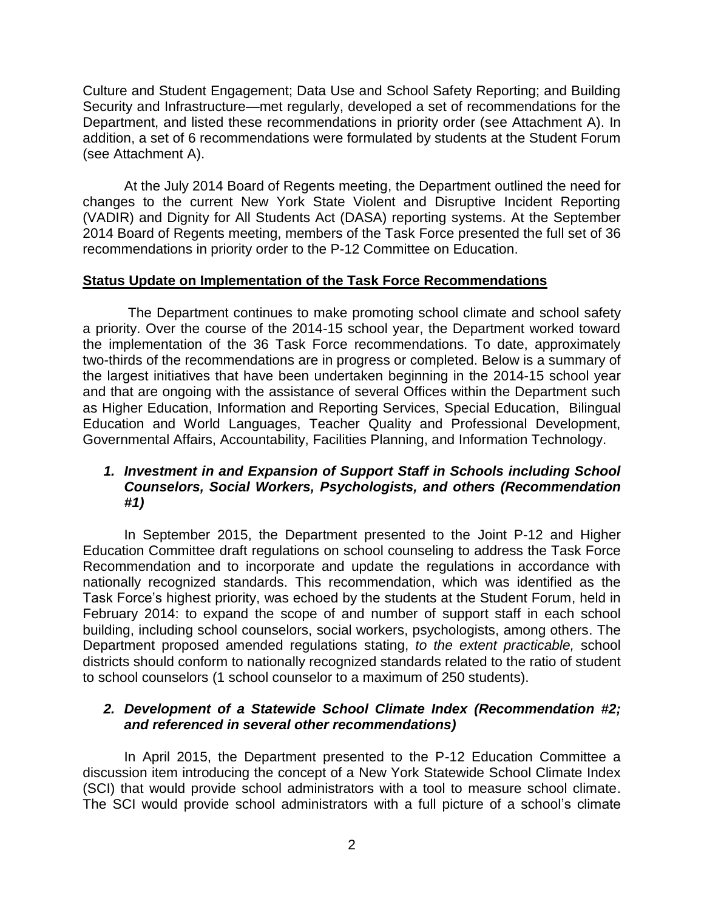Culture and Student Engagement; Data Use and School Safety Reporting; and Building Security and Infrastructure—met regularly, developed a set of recommendations for the Department, and listed these recommendations in priority order (see Attachment A). In addition, a set of 6 recommendations were formulated by students at the Student Forum (see Attachment A).

At the July 2014 Board of Regents meeting, the Department outlined the need for changes to the current New York State Violent and Disruptive Incident Reporting (VADIR) and Dignity for All Students Act (DASA) reporting systems. At the September 2014 Board of Regents meeting, members of the Task Force presented the full set of 36 recommendations in priority order to the P-12 Committee on Education.

## Status Update on Implementation of the Task Force Recommendations

The Department continues to make promoting school climate and school safety a priority. Over the course of the 2014-15 school year, the Department worked toward the implementation of the 36 Task Force recommendations. To date, approximately two-thirds of the recommendations are in progress or completed. Below is a summary of the largest initiatives that have been undertaken beginning in the 2014-15 school year and that are ongoing with the assistance of several Offices within the Department such as Higher Education, Information and Reporting Services, Special Education, Bilingual Education and World Languages, Teacher Quality and Professional Development, Governmental Affairs, Accountability, Facilities Planning, and Information Technology.

### *1. Investment in and Expansion of Support Staff in Schools including School Counselors, Social Workers, Psychologists, and others (Recommendation #1)*

In September 2015, the Department presented to the Joint P-12 and Higher Education Committee draft regulations on school counseling to address the Task Force Recommendation and to incorporate and update the regulations in accordance with nationally recognized standards. This recommendation, which was identified as the Task Force's highest priority, was echoed by the students at the Student Forum, held in February 2014: to expand the scope of and number of support staff in each school building, including school counselors, social workers, psychologists, among others. The Department proposed amended regulations stating, *to the extent practicable,* school districts should conform to nationally recognized standards related to the ratio of student to school counselors (1 school counselor to a maximum of 250 students).

### *2. Development of a Statewide School Climate Index (Recommendation #2; and referenced in several other recommendations)*

In April 2015, the Department presented to the P-12 Education Committee a discussion item introducing the concept of a New York Statewide School Climate Index (SCI) that would provide school administrators with a tool to measure school climate. The SCI would provide school administrators with a full picture of a school's climate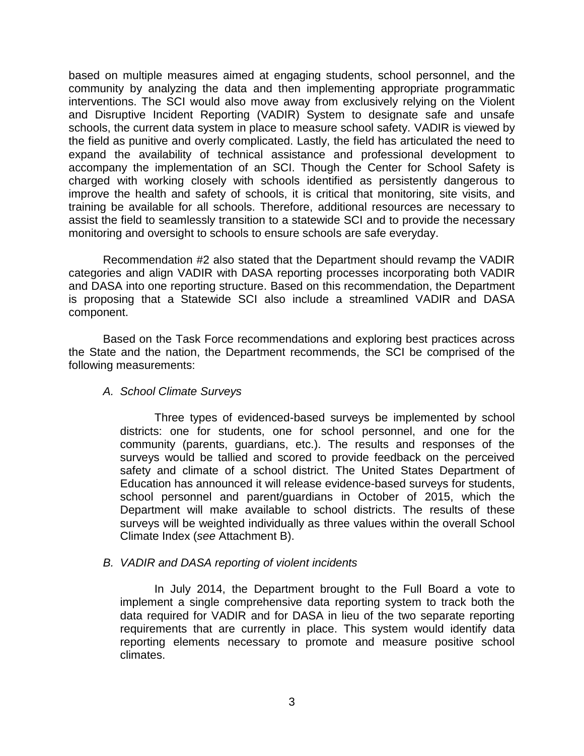based on multiple measures aimed at engaging students, school personnel, and the community by analyzing the data and then implementing appropriate programmatic interventions. The SCI would also move away from exclusively relying on the Violent and Disruptive Incident Reporting (VADIR) System to designate safe and unsafe schools, the current data system in place to measure school safety. VADIR is viewed by the field as punitive and overly complicated. Lastly, the field has articulated the need to expand the availability of technical assistance and professional development to accompany the implementation of an SCI. Though the Center for School Safety is charged with working closely with schools identified as persistently dangerous to improve the health and safety of schools, it is critical that monitoring, site visits, and training be available for all schools. Therefore, additional resources are necessary to assist the field to seamlessly transition to a statewide SCI and to provide the necessary monitoring and oversight to schools to ensure schools are safe everyday.

Recommendation #2 also stated that the Department should revamp the VADIR categories and align VADIR with DASA reporting processes incorporating both VADIR and DASA into one reporting structure. Based on this recommendation, the Department is proposing that a Statewide SCI also include a streamlined VADIR and DASA component.

Based on the Task Force recommendations and exploring best practices across the State and the nation, the Department recommends, the SCI be comprised of the following measurements:

*A. School Climate Surveys*

Three types of evidenced-based surveys be implemented by school districts: one for students, one for school personnel, and one for the community (parents, guardians, etc.). The results and responses of the surveys would be tallied and scored to provide feedback on the perceived safety and climate of a school district. The United States Department of Education has announced it will release evidence-based surveys for students, school personnel and parent/guardians in October of 2015, which the Department will make available to school districts. The results of these surveys will be weighted individually as three values within the overall School Climate Index (*see* Attachment B).

*B. VADIR and DASA reporting of violent incidents*

In July 2014, the Department brought to the Full Board a vote to implement a single comprehensive data reporting system to track both the data required for VADIR and for DASA in lieu of the two separate reporting requirements that are currently in place. This system would identify data reporting elements necessary to promote and measure positive school climates.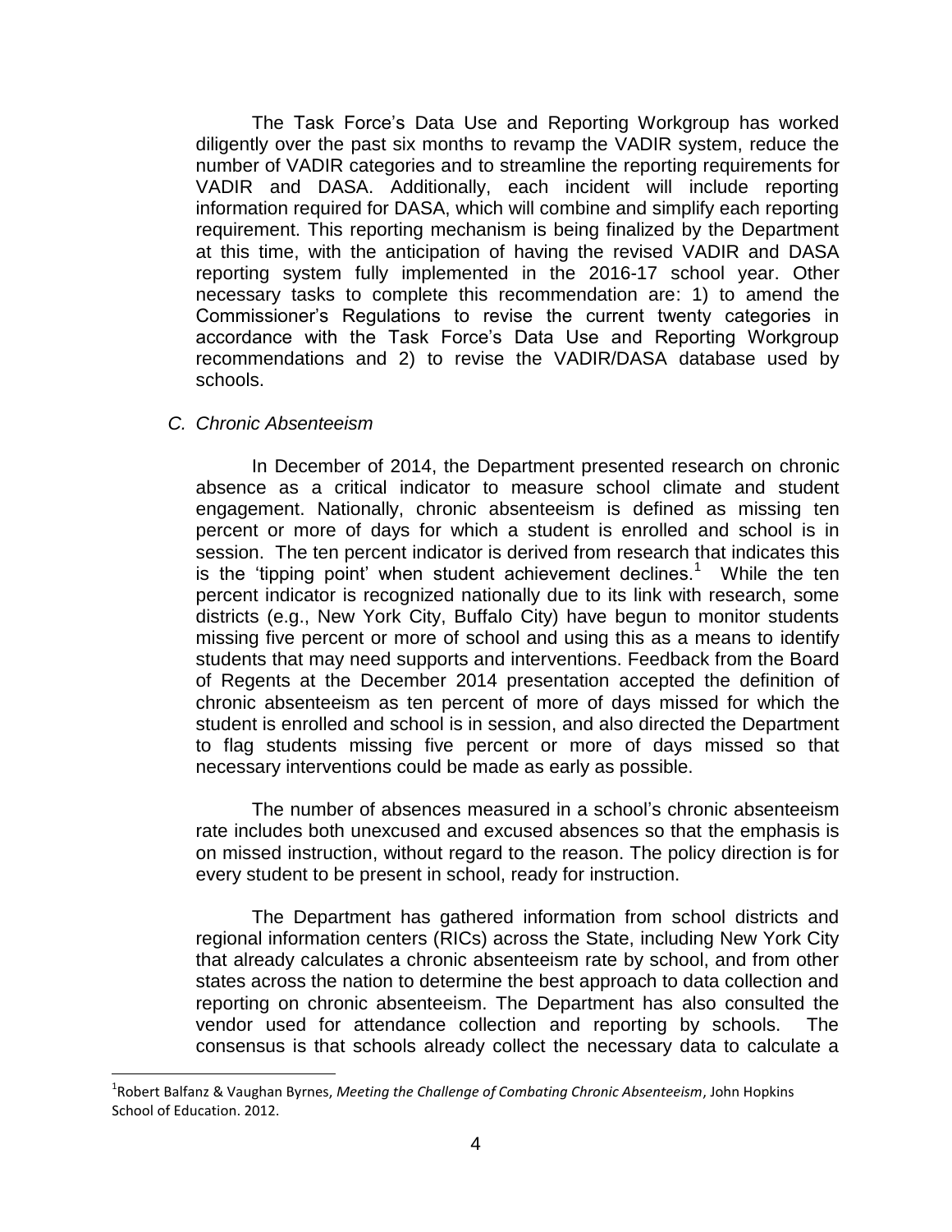The Task Force's Data Use and Reporting Workgroup has worked diligently over the past six months to revamp the VADIR system, reduce the number of VADIR categories and to streamline the reporting requirements for VADIR and DASA. Additionally, each incident will include reporting information required for DASA, which will combine and simplify each reporting requirement. This reporting mechanism is being finalized by the Department at this time, with the anticipation of having the revised VADIR and DASA reporting system fully implemented in the 2016-17 school year. Other necessary tasks to complete this recommendation are: 1) to amend the Commissioner's Regulations to revise the current twenty categories in accordance with the Task Force's Data Use and Reporting Workgroup recommendations and 2) to revise the VADIR/DASA database used by schools.

### *C. Chronic Absenteeism*

In December of 2014, the Department presented research on chronic absence as a critical indicator to measure school climate and student engagement. Nationally, chronic absenteeism is defined as missing ten percent or more of days for which a student is enrolled and school is in session. The ten percent indicator is derived from research that indicates this is the 'tipping point' when student achievement declines.[1] While the ten percent indicator is recognized nationally due to its link with research, some districts (e.g., New York City, Buffalo City) have begun to monitor students missing five percent or more of school and using this as a means to identify students that may need supports and interventions. Feedback from the Board of Regents at the December 2014 presentation accepted the definition of chronic absenteeism as ten percent of more of days missed for which the student is enrolled and school is in session, and also directed the Department to flag students missing five percent or more of days missed so that necessary interventions could be made as early as possible.

The number of absences measured in a school's chronic absenteeism rate includes both unexcused and excused absences so that the emphasis is on missed instruction, without regard to the reason. The policy direction is for every student to be present in school, ready for instruction.

The Department has gathered information from school districts and regional information centers (RICs) across the State, including New York City that already calculates a chronic absenteeism rate by school, and from other states across the nation to determine the best approach to data collection and reporting on chronic absenteeism. The Department has also consulted the vendor used for attendance collection and reporting by schools. The consensus is that schools already collect the necessary data to calculate a

---

[1] Robert Balfanz & Vaughan Byrnes, *Meeting the Challenge of Combating Chronic Absenteeism*, John Hopkins School of Education. 2012.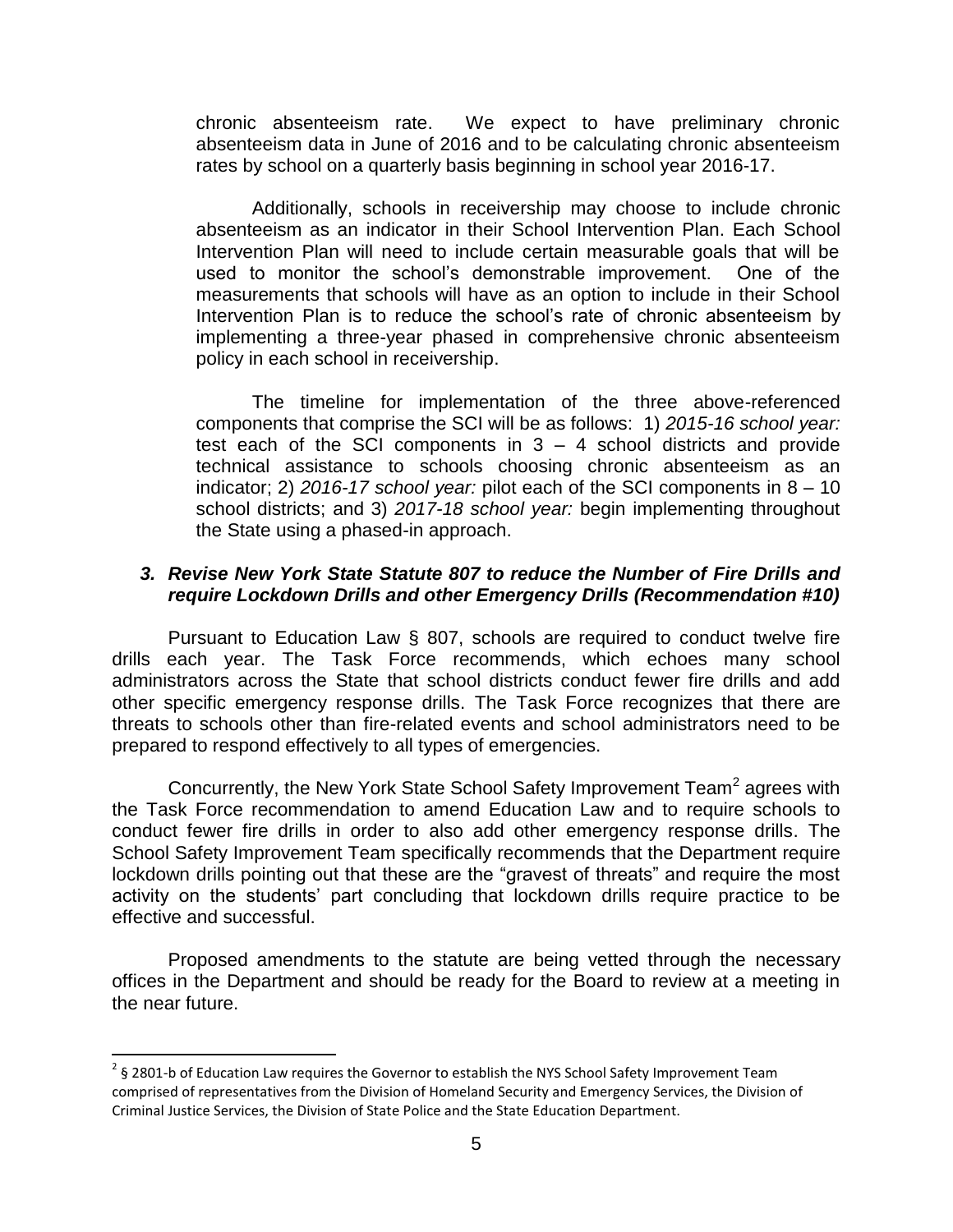chronic absenteeism rate. We expect to have preliminary chronic absenteeism data in June of 2016 and to be calculating chronic absenteeism rates by school on a quarterly basis beginning in school year 2016-17.

Additionally, schools in receivership may choose to include chronic absenteeism as an indicator in their School Intervention Plan. Each School Intervention Plan will need to include certain measurable goals that will be used to monitor the school's demonstrable improvement. One of the measurements that schools will have as an option to include in their School Intervention Plan is to reduce the school's rate of chronic absenteeism by implementing a three-year phased in comprehensive chronic absenteeism policy in each school in receivership.

The timeline for implementation of the three above-referenced components that comprise the SCI will be as follows: 1) *2015-16 school year:* test each of the SCI components in 3 – 4 school districts and provide technical assistance to schools choosing chronic absenteeism as an indicator; 2) *2016-17 school year:* pilot each of the SCI components in 8 – 10 school districts; and 3) *2017-18 school year:* begin implementing throughout the State using a phased-in approach.

### *3. Revise New York State Statute 807 to reduce the Number of Fire Drills and require Lockdown Drills and other Emergency Drills (Recommendation #10)*

Pursuant to Education Law § 807, schools are required to conduct twelve fire drills each year. The Task Force recommends, which echoes many school administrators across the State that school districts conduct fewer fire drills and add other specific emergency response drills. The Task Force recognizes that there are threats to schools other than fire-related events and school administrators need to be prepared to respond effectively to all types of emergencies.

Concurrently, the New York State School Safety Improvement Team[2] agrees with the Task Force recommendation to amend Education Law and to require schools to conduct fewer fire drills in order to also add other emergency response drills. The School Safety Improvement Team specifically recommends that the Department require lockdown drills pointing out that these are the "gravest of threats" and require the most activity on the students' part concluding that lockdown drills require practice to be effective and successful.

Proposed amendments to the statute are being vetted through the necessary offices in the Department and should be ready for the Board to review at a meeting in the near future.

---

[2] § 2801-b of Education Law requires the Governor to establish the NYS School Safety Improvement Team comprised of representatives from the Division of Homeland Security and Emergency Services, the Division of Criminal Justice Services, the Division of State Police and the State Education Department.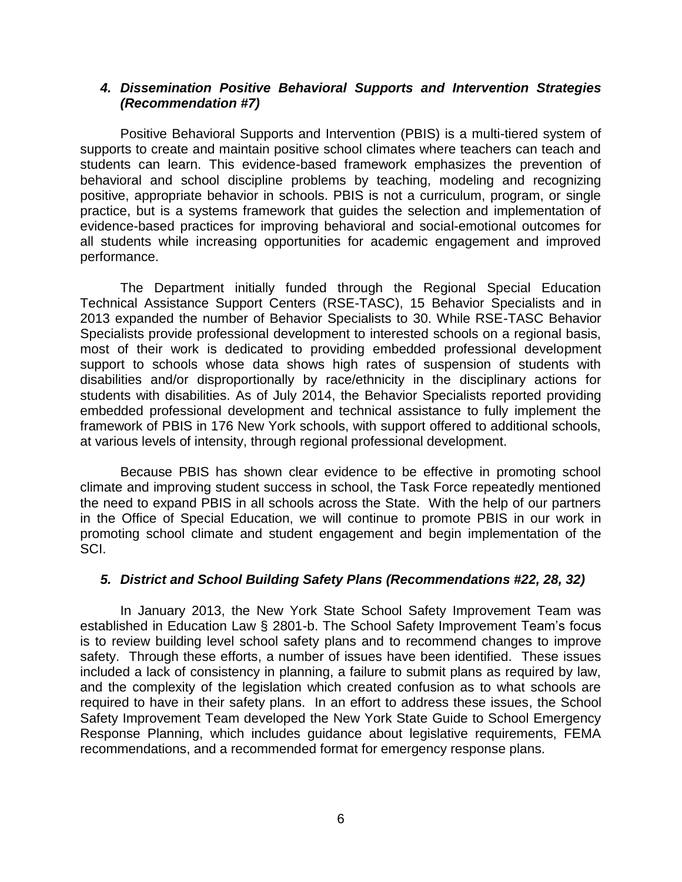### *4. Dissemination Positive Behavioral Supports and Intervention Strategies (Recommendation #7)*

Positive Behavioral Supports and Intervention (PBIS) is a multi-tiered system of supports to create and maintain positive school climates where teachers can teach and students can learn. This evidence-based framework emphasizes the prevention of behavioral and school discipline problems by teaching, modeling and recognizing positive, appropriate behavior in schools. PBIS is not a curriculum, program, or single practice, but is a systems framework that guides the selection and implementation of evidence-based practices for improving behavioral and social-emotional outcomes for all students while increasing opportunities for academic engagement and improved performance.

The Department initially funded through the Regional Special Education Technical Assistance Support Centers (RSE-TASC), 15 Behavior Specialists and in 2013 expanded the number of Behavior Specialists to 30. While RSE-TASC Behavior Specialists provide professional development to interested schools on a regional basis, most of their work is dedicated to providing embedded professional development support to schools whose data shows high rates of suspension of students with disabilities and/or disproportionally by race/ethnicity in the disciplinary actions for students with disabilities. As of July 2014, the Behavior Specialists reported providing embedded professional development and technical assistance to fully implement the framework of PBIS in 176 New York schools, with support offered to additional schools, at various levels of intensity, through regional professional development.

Because PBIS has shown clear evidence to be effective in promoting school climate and improving student success in school, the Task Force repeatedly mentioned the need to expand PBIS in all schools across the State. With the help of our partners in the Office of Special Education, we will continue to promote PBIS in our work in promoting school climate and student engagement and begin implementation of the SCI.

### *5. District and School Building Safety Plans (Recommendations #22, 28, 32)*

In January 2013, the New York State School Safety Improvement Team was established in Education Law § 2801-b. The School Safety Improvement Team's focus is to review building level school safety plans and to recommend changes to improve safety. Through these efforts, a number of issues have been identified. These issues included a lack of consistency in planning, a failure to submit plans as required by law, and the complexity of the legislation which created confusion as to what schools are required to have in their safety plans. In an effort to address these issues, the School Safety Improvement Team developed the New York State Guide to School Emergency Response Planning, which includes guidance about legislative requirements, FEMA recommendations, and a recommended format for emergency response plans.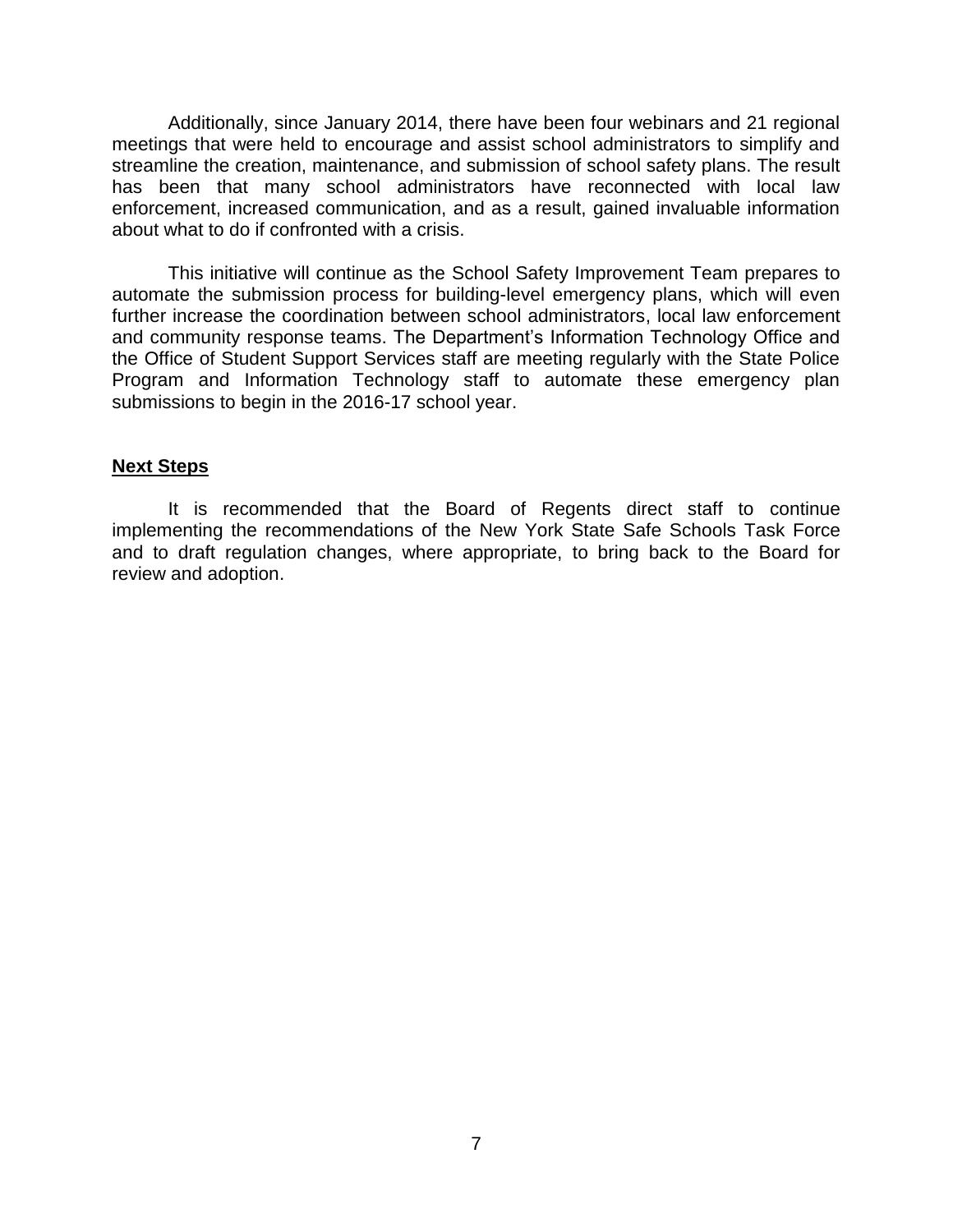Additionally, since January 2014, there have been four webinars and 21 regional meetings that were held to encourage and assist school administrators to simplify and streamline the creation, maintenance, and submission of school safety plans. The result has been that many school administrators have reconnected with local law enforcement, increased communication, and as a result, gained invaluable information about what to do if confronted with a crisis.

This initiative will continue as the School Safety Improvement Team prepares to automate the submission process for building-level emergency plans, which will even further increase the coordination between school administrators, local law enforcement and community response teams. The Department's Information Technology Office and the Office of Student Support Services staff are meeting regularly with the State Police Program and Information Technology staff to automate these emergency plan submissions to begin in the 2016-17 school year.

## **Next Steps**

It is recommended that the Board of Regents direct staff to continue implementing the recommendations of the New York State Safe Schools Task Force and to draft regulation changes, where appropriate, to bring back to the Board for review and adoption.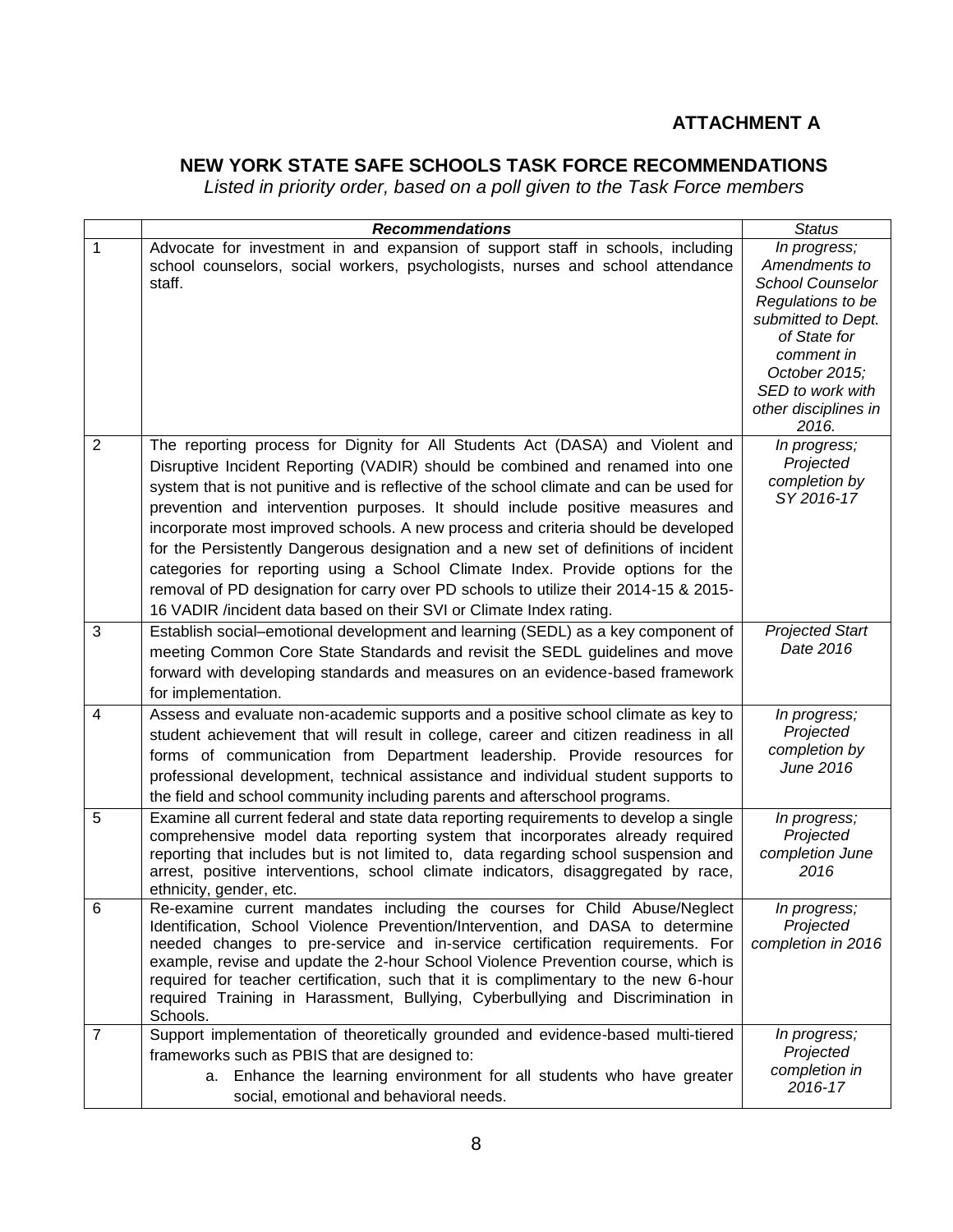**ATTACHMENT A**

## NEW YORK STATE SAFE SCHOOLS TASK FORCE RECOMMENDATIONS

*Listed in priority order, based on a poll given to the Task Force members*

| | ***Recommendations*** | *Status* |
|---|---|---|
| 1 | Advocate for investment in and expansion of support staff in schools, including school counselors, social workers, psychologists, nurses and school attendance staff. | *In progress; Amendments to School Counselor Regulations to be submitted to Dept. of State for comment in October 2015; SED to work with other disciplines in 2016.* |
| 2 | The reporting process for Dignity for All Students Act (DASA) and Violent and Disruptive Incident Reporting (VADIR) should be combined and renamed into one system that is not punitive and is reflective of the school climate and can be used for prevention and intervention purposes. It should include positive measures and incorporate most improved schools. A new process and criteria should be developed for the Persistently Dangerous designation and a new set of definitions of incident categories for reporting using a School Climate Index. Provide options for the removal of PD designation for carry over PD schools to utilize their 2014-15 & 2015-16 VADIR /incident data based on their SVI or Climate Index rating. | *In progress; Projected completion by SY 2016-17* |
| 3 | Establish social–emotional development and learning (SEDL) as a key component of meeting Common Core State Standards and revisit the SEDL guidelines and move forward with developing standards and measures on an evidence-based framework for implementation. | *Projected Start Date 2016* |
| 4 | Assess and evaluate non-academic supports and a positive school climate as key to student achievement that will result in college, career and citizen readiness in all forms of communication from Department leadership. Provide resources for professional development, technical assistance and individual student supports to the field and school community including parents and afterschool programs. | *In progress; Projected completion by June 2016* |
| 5 | Examine all current federal and state data reporting requirements to develop a single comprehensive model data reporting system that incorporates already required reporting that includes but is not limited to, data regarding school suspension and arrest, positive interventions, school climate indicators, disaggregated by race, ethnicity, gender, etc. | *In progress; Projected completion June 2016* |
| 6 | Re-examine current mandates including the courses for Child Abuse/Neglect Identification, School Violence Prevention/Intervention, and DASA to determine needed changes to pre-service and in-service certification requirements. For example, revise and update the 2-hour School Violence Prevention course, which is required for teacher certification, such that it is complimentary to the new 6-hour required Training in Harassment, Bullying, Cyberbullying and Discrimination in Schools. | *In progress; Projected completion in 2016* |
| 7 | Support implementation of theoretically grounded and evidence-based multi-tiered frameworks such as PBIS that are designed to:<br>a. Enhance the learning environment for all students who have greater social, emotional and behavioral needs. | *In progress; Projected completion in 2016-17* |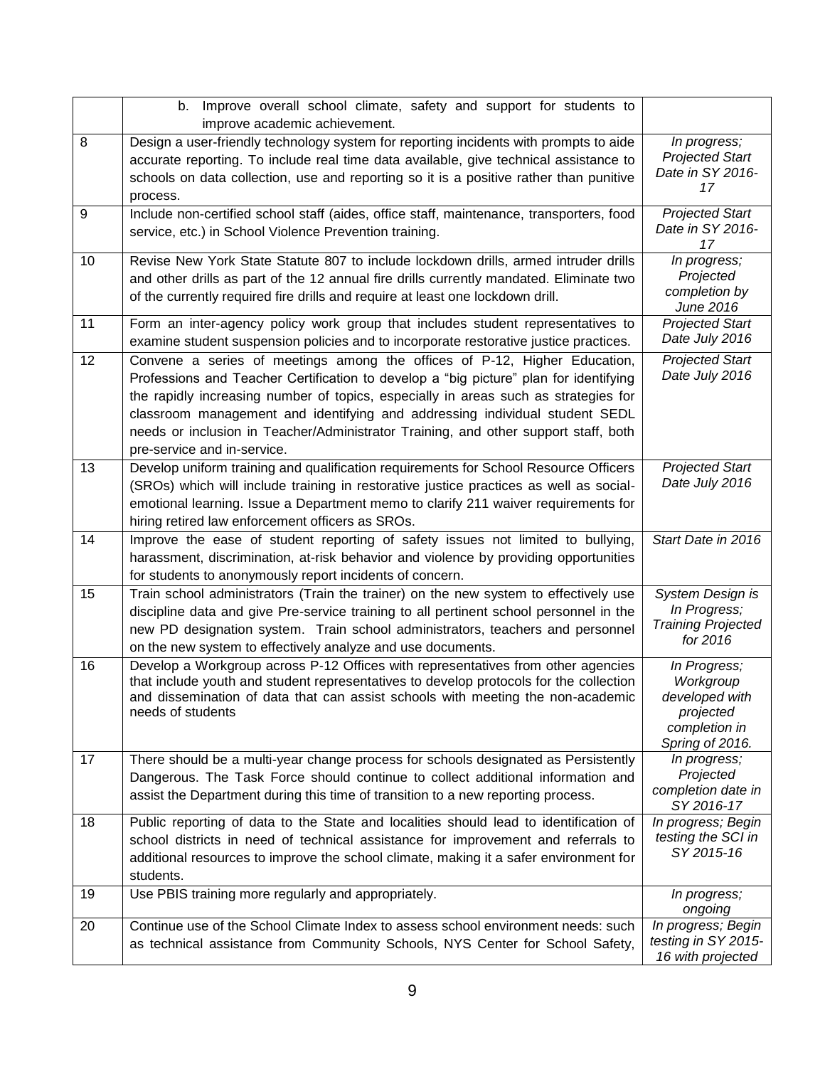| | | |
|---|---|---|
| | b. Improve overall school climate, safety and support for students to improve academic achievement. | |
| 8 | Design a user-friendly technology system for reporting incidents with prompts to aide accurate reporting. To include real time data available, give technical assistance to schools on data collection, use and reporting so it is a positive rather than punitive process. | *In progress; Projected Start Date in SY 2016-17* |
| 9 | Include non-certified school staff (aides, office staff, maintenance, transporters, food service, etc.) in School Violence Prevention training. | *Projected Start Date in SY 2016-17* |
| 10 | Revise New York State Statute 807 to include lockdown drills, armed intruder drills and other drills as part of the 12 annual fire drills currently mandated. Eliminate two of the currently required fire drills and require at least one lockdown drill. | *In progress; Projected completion by June 2016* |
| 11 | Form an inter-agency policy work group that includes student representatives to examine student suspension policies and to incorporate restorative justice practices. | *Projected Start Date July 2016* |
| 12 | Convene a series of meetings among the offices of P-12, Higher Education, Professions and Teacher Certification to develop a "big picture" plan for identifying the rapidly increasing number of topics, especially in areas such as strategies for classroom management and identifying and addressing individual student SEDL needs or inclusion in Teacher/Administrator Training, and other support staff, both pre-service and in-service. | *Projected Start Date July 2016* |
| 13 | Develop uniform training and qualification requirements for School Resource Officers (SROs) which will include training in restorative justice practices as well as social-emotional learning. Issue a Department memo to clarify 211 waiver requirements for hiring retired law enforcement officers as SROs. | *Projected Start Date July 2016* |
| 14 | Improve the ease of student reporting of safety issues not limited to bullying, harassment, discrimination, at-risk behavior and violence by providing opportunities for students to anonymously report incidents of concern. | *Start Date in 2016* |
| 15 | Train school administrators (Train the trainer) on the new system to effectively use discipline data and give Pre-service training to all pertinent school personnel in the new PD designation system. Train school administrators, teachers and personnel on the new system to effectively analyze and use documents. | *System Design is In Progress; Training Projected for 2016* |
| 16 | Develop a Workgroup across P-12 Offices with representatives from other agencies that include youth and student representatives to develop protocols for the collection and dissemination of data that can assist schools with meeting the non-academic needs of students | *In Progress; Workgroup developed with projected completion in Spring of 2016.* |
| 17 | There should be a multi-year change process for schools designated as Persistently Dangerous. The Task Force should continue to collect additional information and assist the Department during this time of transition to a new reporting process. | *In progress; Projected completion date in SY 2016-17* |
| 18 | Public reporting of data to the State and localities should lead to identification of school districts in need of technical assistance for improvement and referrals to additional resources to improve the school climate, making it a safer environment for students. | *In progress; Begin testing the SCI in SY 2015-16* |
| 19 | Use PBIS training more regularly and appropriately. | *In progress; ongoing* |
| 20 | Continue use of the School Climate Index to assess school environment needs: such as technical assistance from Community Schools, NYS Center for School Safety, | *In progress; Begin testing in SY 2015-16 with projected* |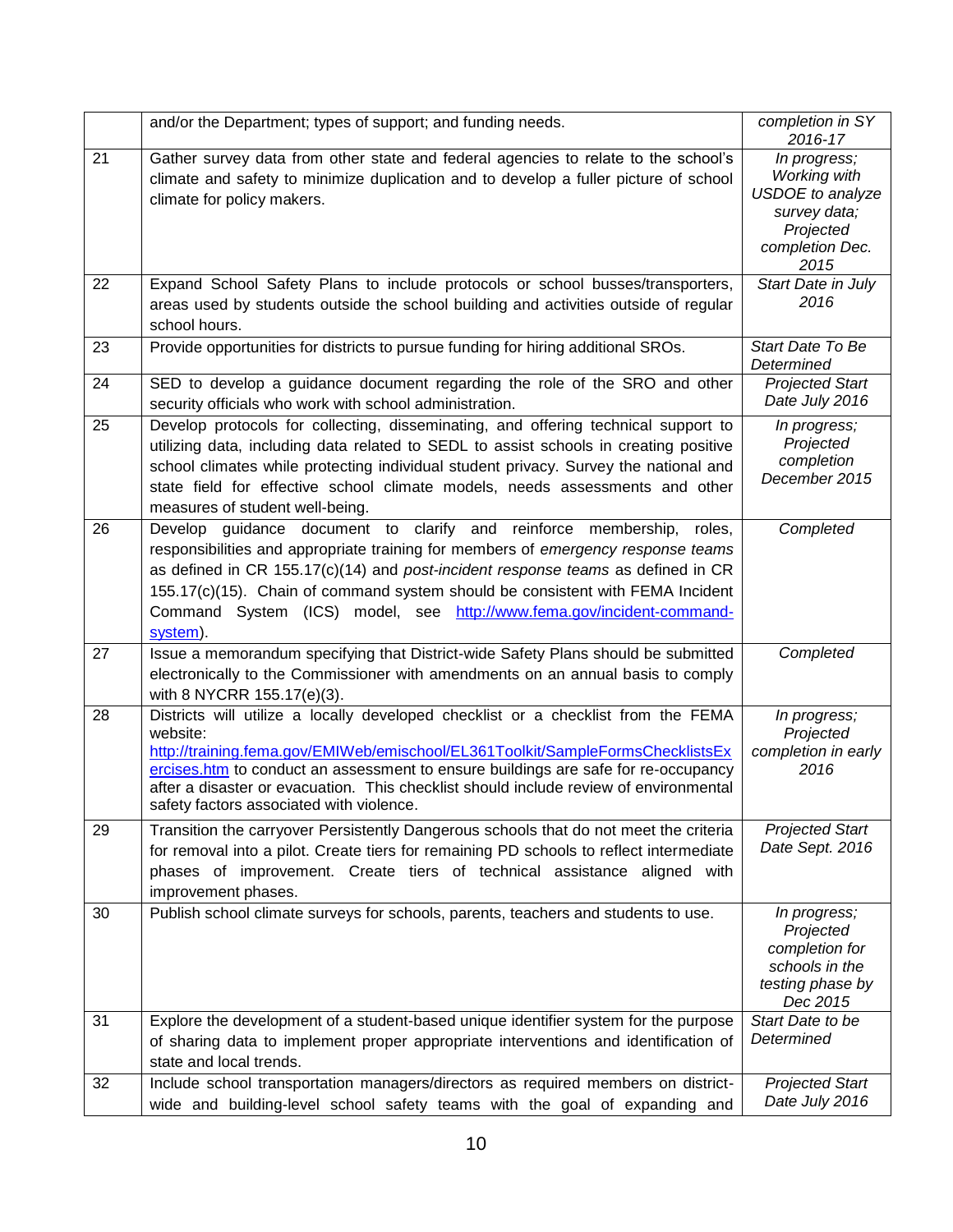| | | |
|---|---|---|
| | and/or the Department; types of support; and funding needs. | *completion in SY 2016-17* |
| 21 | Gather survey data from other state and federal agencies to relate to the school's climate and safety to minimize duplication and to develop a fuller picture of school climate for policy makers. | *In progress; Working with USDOE to analyze survey data; Projected completion Dec. 2015* |
| 22 | Expand School Safety Plans to include protocols or school busses/transporters, areas used by students outside the school building and activities outside of regular school hours. | *Start Date in July 2016* |
| 23 | Provide opportunities for districts to pursue funding for hiring additional SROs. | *Start Date To Be Determined* |
| 24 | SED to develop a guidance document regarding the role of the SRO and other security officials who work with school administration. | *Projected Start Date July 2016* |
| 25 | Develop protocols for collecting, disseminating, and offering technical support to utilizing data, including data related to SEDL to assist schools in creating positive school climates while protecting individual student privacy. Survey the national and state field for effective school climate models, needs assessments and other measures of student well-being. | *In progress; Projected completion December 2015* |
| 26 | Develop guidance document to clarify and reinforce membership, roles, responsibilities and appropriate training for members of *emergency response teams* as defined in CR 155.17(c)(14) and *post-incident response teams* as defined in CR 155.17(c)(15). Chain of command system should be consistent with FEMA Incident Command System (ICS) model, see [http://www.fema.gov/incident-command-system](http://www.fema.gov/incident-command-system)). | *Completed* |
| 27 | Issue a memorandum specifying that District-wide Safety Plans should be submitted electronically to the Commissioner with amendments on an annual basis to comply with 8 NYCRR 155.17(e)(3). | *Completed* |
| 28 | Districts will utilize a locally developed checklist or a checklist from the FEMA website: [http://training.fema.gov/EMIWeb/emischool/EL361Toolkit/SampleFormsChecklistsExercises.htm](http://training.fema.gov/EMIWeb/emischool/EL361Toolkit/SampleFormsChecklistsExercises.htm) to conduct an assessment to ensure buildings are safe for re-occupancy after a disaster or evacuation. This checklist should include review of environmental safety factors associated with violence. | *In progress; Projected completion in early 2016* |
| 29 | Transition the carryover Persistently Dangerous schools that do not meet the criteria for removal into a pilot. Create tiers for remaining PD schools to reflect intermediate phases of improvement. Create tiers of technical assistance aligned with improvement phases. | *Projected Start Date Sept. 2016* |
| 30 | Publish school climate surveys for schools, parents, teachers and students to use. | *In progress; Projected completion for schools in the testing phase by Dec 2015* |
| 31 | Explore the development of a student-based unique identifier system for the purpose of sharing data to implement proper appropriate interventions and identification of state and local trends. | *Start Date to be Determined* |
| 32 | Include school transportation managers/directors as required members on district-wide and building-level school safety teams with the goal of expanding and | *Projected Start Date July 2016* |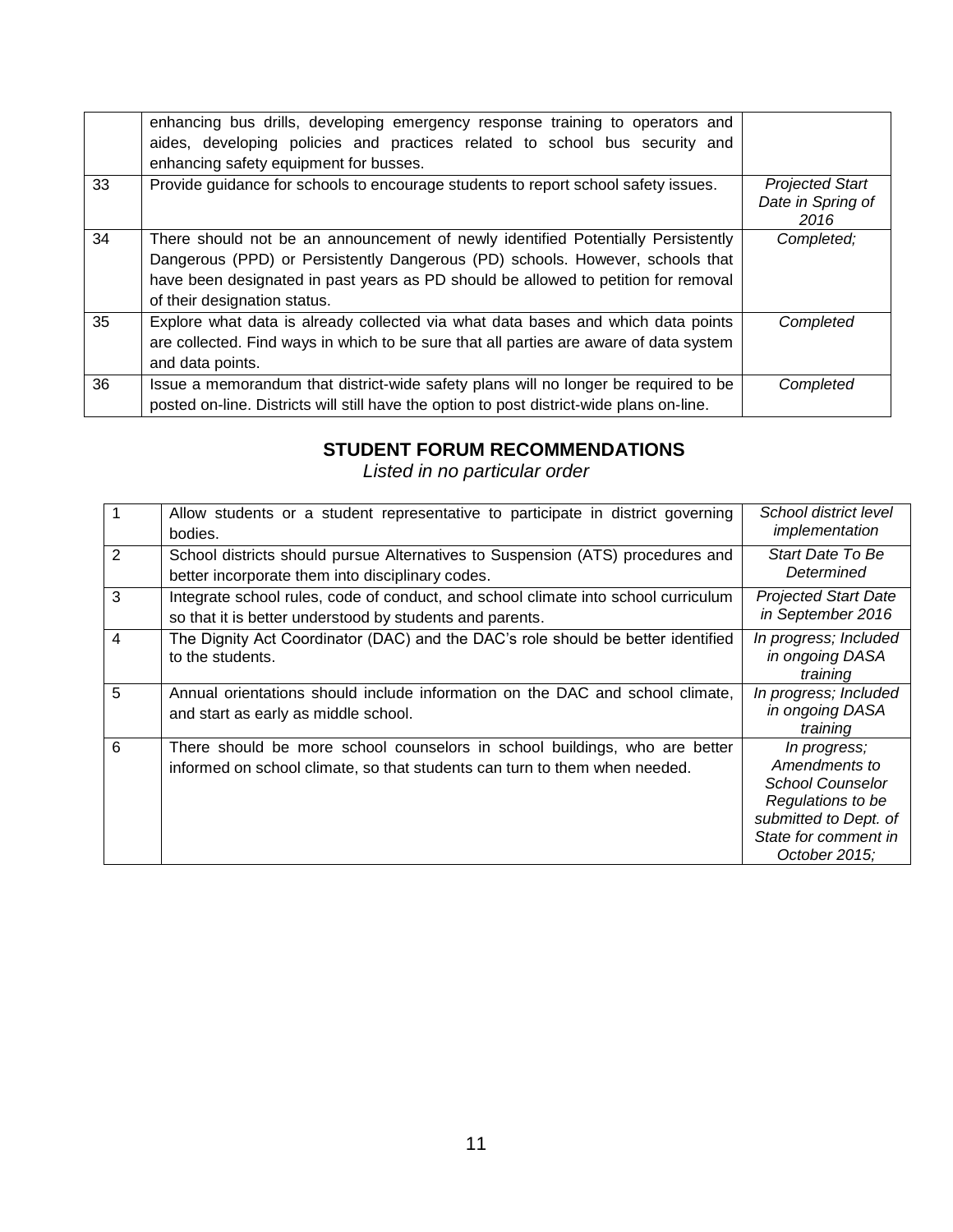| | | |
|---|---|---|
| | enhancing bus drills, developing emergency response training to operators and aides, developing policies and practices related to school bus security and enhancing safety equipment for busses. | |
| 33 | Provide guidance for schools to encourage students to report school safety issues. | *Projected Start Date in Spring of 2016* |
| 34 | There should not be an announcement of newly identified Potentially Persistently Dangerous (PPD) or Persistently Dangerous (PD) schools. However, schools that have been designated in past years as PD should be allowed to petition for removal of their designation status. | *Completed;* |
| 35 | Explore what data is already collected via what data bases and which data points are collected. Find ways in which to be sure that all parties are aware of data system and data points. | *Completed* |
| 36 | Issue a memorandum that district-wide safety plans will no longer be required to be posted on-line. Districts will still have the option to post district-wide plans on-line. | *Completed* |

## STUDENT FORUM RECOMMENDATIONS

*Listed in no particular order*

| | | |
|---|---|---|
| 1 | Allow students or a student representative to participate in district governing bodies. | *School district level implementation* |
| 2 | School districts should pursue Alternatives to Suspension (ATS) procedures and better incorporate them into disciplinary codes. | *Start Date To Be Determined* |
| 3 | Integrate school rules, code of conduct, and school climate into school curriculum so that it is better understood by students and parents. | *Projected Start Date in September 2016* |
| 4 | The Dignity Act Coordinator (DAC) and the DAC's role should be better identified to the students. | *In progress; Included in ongoing DASA training* |
| 5 | Annual orientations should include information on the DAC and school climate, and start as early as middle school. | *In progress; Included in ongoing DASA training* |
| 6 | There should be more school counselors in school buildings, who are better informed on school climate, so that students can turn to them when needed. | *In progress; Amendments to School Counselor Regulations to be submitted to Dept. of State for comment in October 2015;* |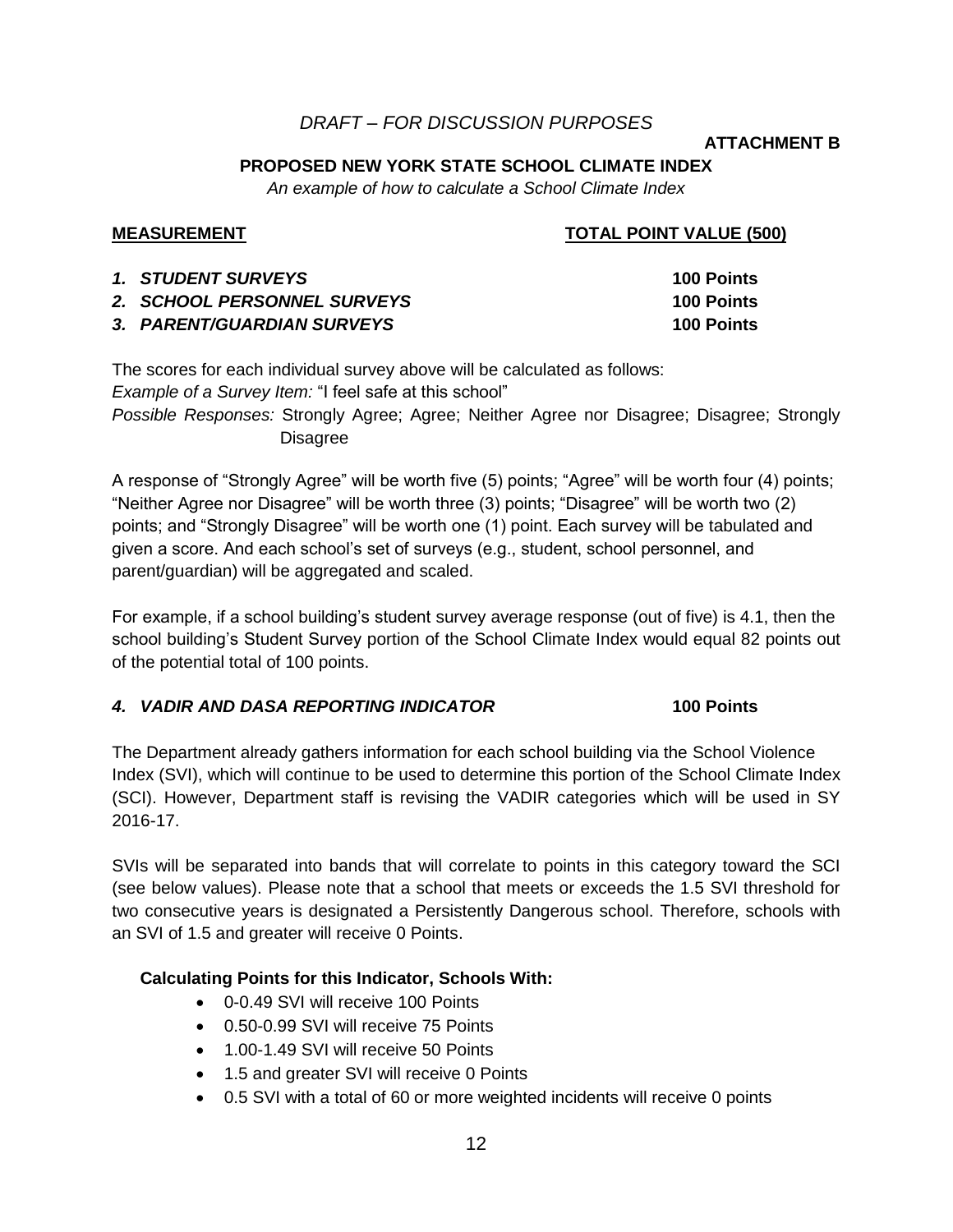*DRAFT – FOR DISCUSSION PURPOSES*

**ATTACHMENT B**

**PROPOSED NEW YORK STATE SCHOOL CLIMATE INDEX**

*An example of how to calculate a School Climate Index*

| **MEASUREMENT** | **TOTAL POINT VALUE (500)** |
|---|---|
| ***1. STUDENT SURVEYS*** | **100 Points** |
| ***2. SCHOOL PERSONNEL SURVEYS*** | **100 Points** |
| ***3. PARENT/GUARDIAN SURVEYS*** | **100 Points** |

The scores for each individual survey above will be calculated as follows:
*Example of a Survey Item:* "I feel safe at this school"
*Possible Responses:* Strongly Agree; Agree; Neither Agree nor Disagree; Disagree; Strongly Disagree

A response of "Strongly Agree" will be worth five (5) points; "Agree" will be worth four (4) points; "Neither Agree nor Disagree" will be worth three (3) points; "Disagree" will be worth two (2) points; and "Strongly Disagree" will be worth one (1) point. Each survey will be tabulated and given a score. And each school's set of surveys (e.g., student, school personnel, and parent/guardian) will be aggregated and scaled.

For example, if a school building's student survey average response (out of five) is 4.1, then the school building's Student Survey portion of the School Climate Index would equal 82 points out of the potential total of 100 points.

***4. VADIR AND DASA REPORTING INDICATOR*** **100 Points**

The Department already gathers information for each school building via the School Violence Index (SVI), which will continue to be used to determine this portion of the School Climate Index (SCI). However, Department staff is revising the VADIR categories which will be used in SY 2016-17.

SVIs will be separated into bands that will correlate to points in this category toward the SCI (see below values). Please note that a school that meets or exceeds the 1.5 SVI threshold for two consecutive years is designated a Persistently Dangerous school. Therefore, schools with an SVI of 1.5 and greater will receive 0 Points.

**Calculating Points for this Indicator, Schools With:**

- 0-0.49 SVI will receive 100 Points
- 0.50-0.99 SVI will receive 75 Points
- 1.00-1.49 SVI will receive 50 Points
- 1.5 and greater SVI will receive 0 Points
- 0.5 SVI with a total of 60 or more weighted incidents will receive 0 points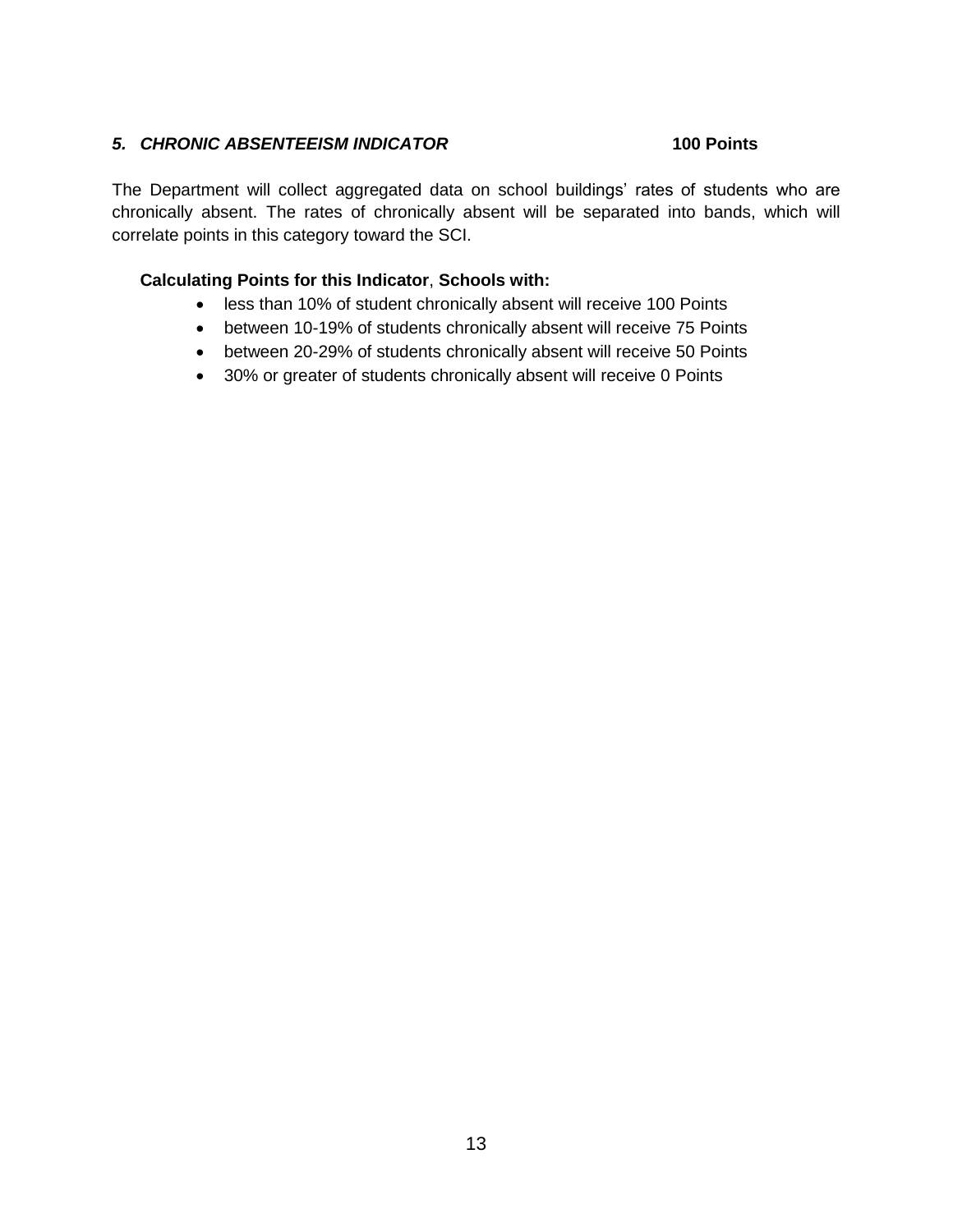### *5. CHRONIC ABSENTEEISM INDICATOR* **100 Points**

The Department will collect aggregated data on school buildings' rates of students who are chronically absent. The rates of chronically absent will be separated into bands, which will correlate points in this category toward the SCI.

**Calculating Points for this Indicator**, **Schools with:**

- less than 10% of student chronically absent will receive 100 Points
- between 10-19% of students chronically absent will receive 75 Points
- between 20-29% of students chronically absent will receive 50 Points
- 30% or greater of students chronically absent will receive 0 Points